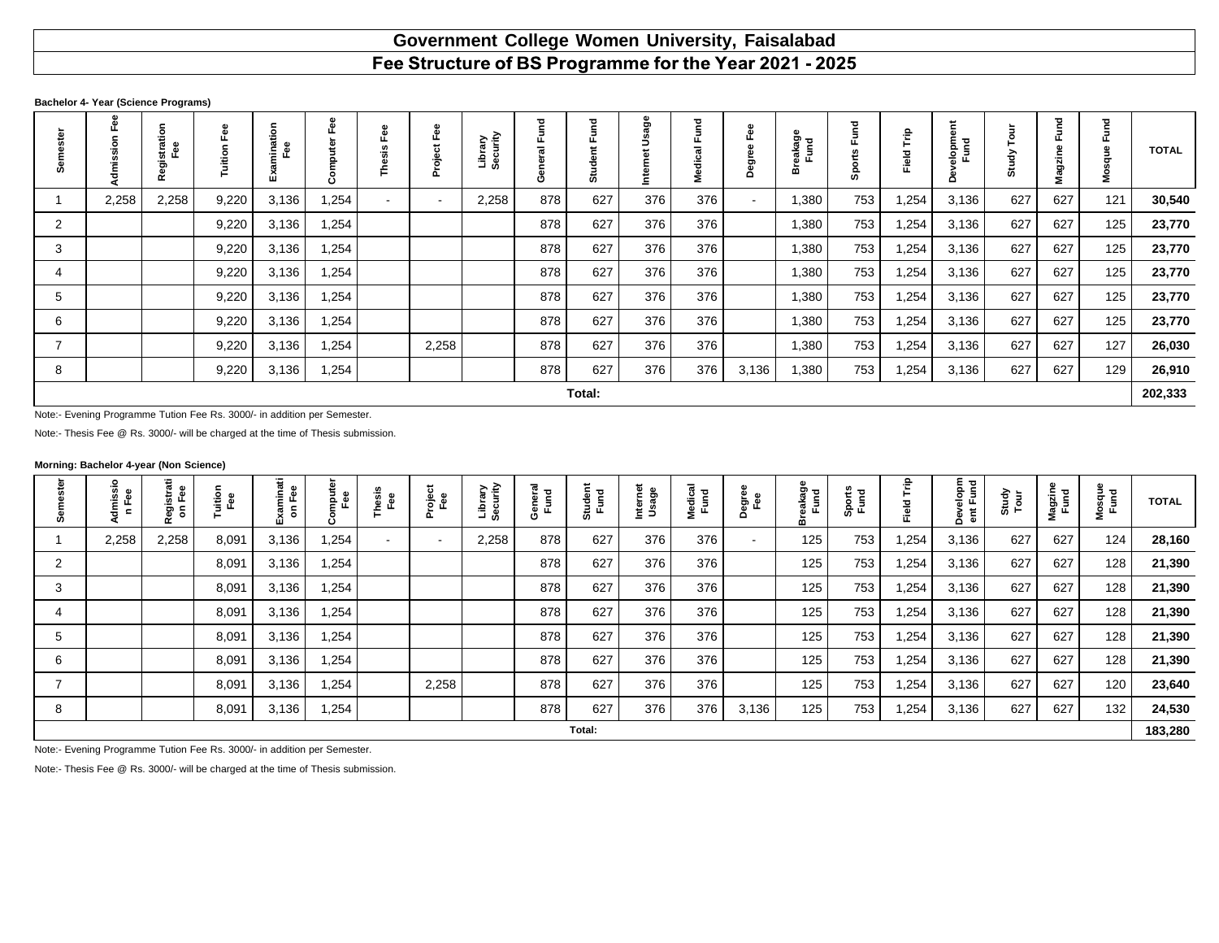# Government College Women University, Faisalabad

## Fee Structure of BS Programme for the Year 2021 - 2025

**Bachelor 4- Year (Science Programs)**

| Semester | Admission Fee | Registration Fee | Tuition Fee | Examination Fee | Computer Fee | Thesis Fee | Project Fee | Library Security | General Fund | Student Fund | Internet Usage | Medical Fund | Degree Fee | Breakage Fund | Sports Fund | Field Trip | Development Fund | Study Tour | Magzine Fund | Mosque Fund | TOTAL |
|---|---|---|---|---|---|---|---|---|---|---|---|---|---|---|---|---|---|---|---|---|---|
| 1 | 2,258 | 2,258 | 9,220 | 3,136 | 1,254 | - | - | 2,258 | 878 | 627 | 376 | 376 | - | 1,380 | 753 | 1,254 | 3,136 | 627 | 627 | 121 | **30,540** |
| 2 | | | 9,220 | 3,136 | 1,254 | | | | 878 | 627 | 376 | 376 | | 1,380 | 753 | 1,254 | 3,136 | 627 | 627 | 125 | **23,770** |
| 3 | | | 9,220 | 3,136 | 1,254 | | | | 878 | 627 | 376 | 376 | | 1,380 | 753 | 1,254 | 3,136 | 627 | 627 | 125 | **23,770** |
| 4 | | | 9,220 | 3,136 | 1,254 | | | | 878 | 627 | 376 | 376 | | 1,380 | 753 | 1,254 | 3,136 | 627 | 627 | 125 | **23,770** |
| 5 | | | 9,220 | 3,136 | 1,254 | | | | 878 | 627 | 376 | 376 | | 1,380 | 753 | 1,254 | 3,136 | 627 | 627 | 125 | **23,770** |
| 6 | | | 9,220 | 3,136 | 1,254 | | | | 878 | 627 | 376 | 376 | | 1,380 | 753 | 1,254 | 3,136 | 627 | 627 | 125 | **23,770** |
| 7 | | | 9,220 | 3,136 | 1,254 | | 2,258 | | 878 | 627 | 376 | 376 | | 1,380 | 753 | 1,254 | 3,136 | 627 | 627 | 127 | **26,030** |
| 8 | | | 9,220 | 3,136 | 1,254 | | | | 878 | 627 | 376 | 376 | 3,136 | 1,380 | 753 | 1,254 | 3,136 | 627 | 627 | 129 | **26,910** |
| | | | | | | | | | | **Total:** | | | | | | | | | | | **202,333** |

Note:- Evening Programme Tution Fee Rs. 3000/- in addition per Semester.

Note:- Thesis Fee @ Rs. 3000/- will be charged at the time of Thesis submission.

**Morning: Bachelor 4-year (Non Science)**

| Semester | Admission Fee | Registration Fee | Tuition Fee | Examination Fee | Computer Fee | Thesis Fee | Project Fee | Library Security | General Fund | Student Fund | Internet Usage | Medical Fund | Degree Fee | Breakage Fund | Sports Fund | Field Trip | Development Fund | Study Tour | Magzine Fund | Mosque Fund | TOTAL |
|---|---|---|---|---|---|---|---|---|---|---|---|---|---|---|---|---|---|---|---|---|---|
| 1 | 2,258 | 2,258 | 8,091 | 3,136 | 1,254 | - | - | 2,258 | 878 | 627 | 376 | 376 | - | 125 | 753 | 1,254 | 3,136 | 627 | 627 | 124 | **28,160** |
| 2 | | | 8,091 | 3,136 | 1,254 | | | | 878 | 627 | 376 | 376 | | 125 | 753 | 1,254 | 3,136 | 627 | 627 | 128 | **21,390** |
| 3 | | | 8,091 | 3,136 | 1,254 | | | | 878 | 627 | 376 | 376 | | 125 | 753 | 1,254 | 3,136 | 627 | 627 | 128 | **21,390** |
| 4 | | | 8,091 | 3,136 | 1,254 | | | | 878 | 627 | 376 | 376 | | 125 | 753 | 1,254 | 3,136 | 627 | 627 | 128 | **21,390** |
| 5 | | | 8,091 | 3,136 | 1,254 | | | | 878 | 627 | 376 | 376 | | 125 | 753 | 1,254 | 3,136 | 627 | 627 | 128 | **21,390** |
| 6 | | | 8,091 | 3,136 | 1,254 | | | | 878 | 627 | 376 | 376 | | 125 | 753 | 1,254 | 3,136 | 627 | 627 | 128 | **21,390** |
| 7 | | | 8,091 | 3,136 | 1,254 | | 2,258 | | 878 | 627 | 376 | 376 | | 125 | 753 | 1,254 | 3,136 | 627 | 627 | 120 | **23,640** |
| 8 | | | 8,091 | 3,136 | 1,254 | | | | 878 | 627 | 376 | 376 | 3,136 | 125 | 753 | 1,254 | 3,136 | 627 | 627 | 132 | **24,530** |
| | | | | | | | | | | **Total:** | | | | | | | | | | | **183,280** |

Note:- Evening Programme Tution Fee Rs. 3000/- in addition per Semester.

Note:- Thesis Fee @ Rs. 3000/- will be charged at the time of Thesis submission.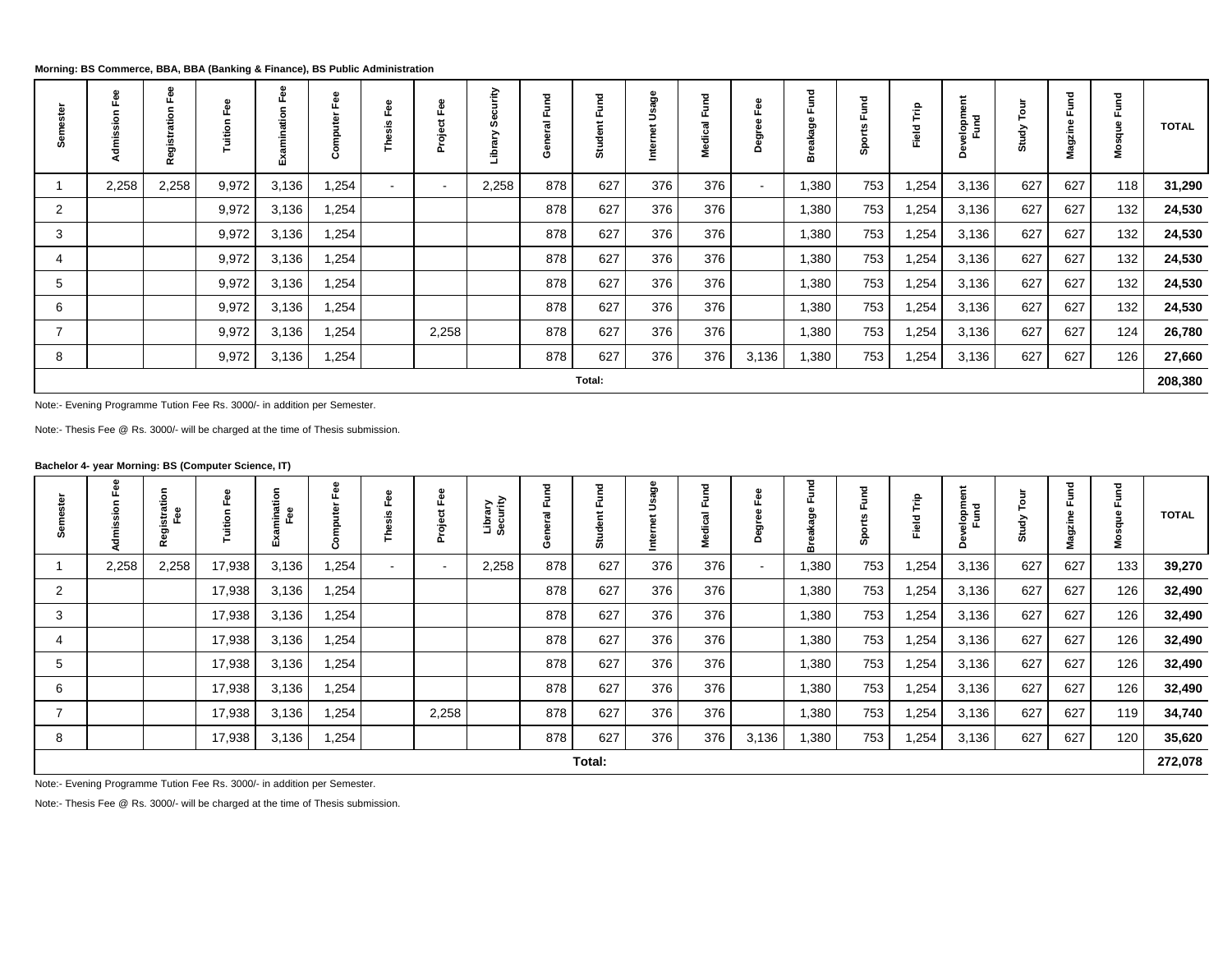**Morning: BS Commerce, BBA, BBA (Banking & Finance), BS Public Administration**

| Semester | Admission Fee | Registration Fee | Tuition Fee | Examination Fee | Computer Fee | Thesis Fee | Project Fee | Library Security | General Fund | Student Fund | Internet Usage | Medical Fund | Degree Fee | Breakage Fund | Sports Fund | Field Trip | Development Fund | Study Tour | Magzine Fund | Mosque Fund | TOTAL |
|---|---|---|---|---|---|---|---|---|---|---|---|---|---|---|---|---|---|---|---|---|---|
| 1 | 2,258 | 2,258 | 9,972 | 3,136 | 1,254 | - | - | 2,258 | 878 | 627 | 376 | 376 | - | 1,380 | 753 | 1,254 | 3,136 | 627 | 627 | 118 | **31,290** |
| 2 | | | 9,972 | 3,136 | 1,254 | | | | 878 | 627 | 376 | 376 | | 1,380 | 753 | 1,254 | 3,136 | 627 | 627 | 132 | **24,530** |
| 3 | | | 9,972 | 3,136 | 1,254 | | | | 878 | 627 | 376 | 376 | | 1,380 | 753 | 1,254 | 3,136 | 627 | 627 | 132 | **24,530** |
| 4 | | | 9,972 | 3,136 | 1,254 | | | | 878 | 627 | 376 | 376 | | 1,380 | 753 | 1,254 | 3,136 | 627 | 627 | 132 | **24,530** |
| 5 | | | 9,972 | 3,136 | 1,254 | | | | 878 | 627 | 376 | 376 | | 1,380 | 753 | 1,254 | 3,136 | 627 | 627 | 132 | **24,530** |
| 6 | | | 9,972 | 3,136 | 1,254 | | | | 878 | 627 | 376 | 376 | | 1,380 | 753 | 1,254 | 3,136 | 627 | 627 | 132 | **24,530** |
| 7 | | | 9,972 | 3,136 | 1,254 | | 2,258 | | 878 | 627 | 376 | 376 | | 1,380 | 753 | 1,254 | 3,136 | 627 | 627 | 124 | **26,780** |
| 8 | | | 9,972 | 3,136 | 1,254 | | | | 878 | 627 | 376 | 376 | 3,136 | 1,380 | 753 | 1,254 | 3,136 | 627 | 627 | 126 | **27,660** |
| | | | | | | | | | | **Total:** | | | | | | | | | | | **208,380** |

Note:- Evening Programme Tution Fee Rs. 3000/- in addition per Semester.

Note:- Thesis Fee @ Rs. 3000/- will be charged at the time of Thesis submission.

**Bachelor 4- year Morning: BS (Computer Science, IT)**

| Semester | Admission Fee | Registration Fee | Tuition Fee | Examination Fee | Computer Fee | Thesis Fee | Project Fee | Library Security | General Fund | Student Fund | Internet Usage | Medical Fund | Degree Fee | Breakage Fund | Sports Fund | Field Trip | Development Fund | Study Tour | Magzine Fund | Mosque Fund | TOTAL |
|---|---|---|---|---|---|---|---|---|---|---|---|---|---|---|---|---|---|---|---|---|---|
| 1 | 2,258 | 2,258 | 17,938 | 3,136 | 1,254 | - | - | 2,258 | 878 | 627 | 376 | 376 | - | 1,380 | 753 | 1,254 | 3,136 | 627 | 627 | 133 | **39,270** |
| 2 | | | 17,938 | 3,136 | 1,254 | | | | 878 | 627 | 376 | 376 | | 1,380 | 753 | 1,254 | 3,136 | 627 | 627 | 126 | **32,490** |
| 3 | | | 17,938 | 3,136 | 1,254 | | | | 878 | 627 | 376 | 376 | | 1,380 | 753 | 1,254 | 3,136 | 627 | 627 | 126 | **32,490** |
| 4 | | | 17,938 | 3,136 | 1,254 | | | | 878 | 627 | 376 | 376 | | 1,380 | 753 | 1,254 | 3,136 | 627 | 627 | 126 | **32,490** |
| 5 | | | 17,938 | 3,136 | 1,254 | | | | 878 | 627 | 376 | 376 | | 1,380 | 753 | 1,254 | 3,136 | 627 | 627 | 126 | **32,490** |
| 6 | | | 17,938 | 3,136 | 1,254 | | | | 878 | 627 | 376 | 376 | | 1,380 | 753 | 1,254 | 3,136 | 627 | 627 | 126 | **32,490** |
| 7 | | | 17,938 | 3,136 | 1,254 | | 2,258 | | 878 | 627 | 376 | 376 | | 1,380 | 753 | 1,254 | 3,136 | 627 | 627 | 119 | **34,740** |
| 8 | | | 17,938 | 3,136 | 1,254 | | | | 878 | 627 | 376 | 376 | 3,136 | 1,380 | 753 | 1,254 | 3,136 | 627 | 627 | 120 | **35,620** |
| | | | | | | | | | | **Total:** | | | | | | | | | | | **272,078** |

Note:- Evening Programme Tution Fee Rs. 3000/- in addition per Semester.

Note:- Thesis Fee @ Rs. 3000/- will be charged at the time of Thesis submission.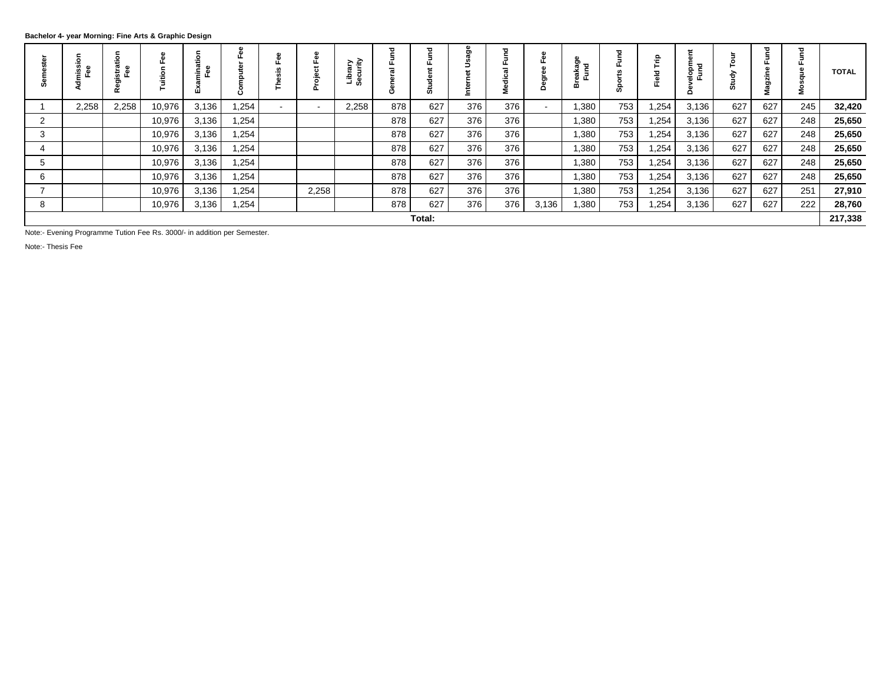**Bachelor 4- year Morning: Fine Arts & Graphic Design**

| Semester | Admission Fee | Registration Fee | Tuition Fee | Examination Fee | Computer Fee | Thesis Fee | Project Fee | Library Security | General Fund | Student Fund | Internet Usage | Medical Fund | Degree Fee | Breakage Fund | Sports Fund | Field Trip | Development Fund | Study Tour | Magzine Fund | Mosque Fund | TOTAL |
|---|---|---|---|---|---|---|---|---|---|---|---|---|---|---|---|---|---|---|---|---|---|
| 1 | 2,258 | 2,258 | 10,976 | 3,136 | 1,254 | - | - | 2,258 | 878 | 627 | 376 | 376 | - | 1,380 | 753 | 1,254 | 3,136 | 627 | 627 | 245 | **32,420** |
| 2 | | | 10,976 | 3,136 | 1,254 | | | | 878 | 627 | 376 | 376 | | 1,380 | 753 | 1,254 | 3,136 | 627 | 627 | 248 | **25,650** |
| 3 | | | 10,976 | 3,136 | 1,254 | | | | 878 | 627 | 376 | 376 | | 1,380 | 753 | 1,254 | 3,136 | 627 | 627 | 248 | **25,650** |
| 4 | | | 10,976 | 3,136 | 1,254 | | | | 878 | 627 | 376 | 376 | | 1,380 | 753 | 1,254 | 3,136 | 627 | 627 | 248 | **25,650** |
| 5 | | | 10,976 | 3,136 | 1,254 | | | | 878 | 627 | 376 | 376 | | 1,380 | 753 | 1,254 | 3,136 | 627 | 627 | 248 | **25,650** |
| 6 | | | 10,976 | 3,136 | 1,254 | | | | 878 | 627 | 376 | 376 | | 1,380 | 753 | 1,254 | 3,136 | 627 | 627 | 248 | **25,650** |
| 7 | | | 10,976 | 3,136 | 1,254 | | 2,258 | | 878 | 627 | 376 | 376 | | 1,380 | 753 | 1,254 | 3,136 | 627 | 627 | 251 | **27,910** |
| 8 | | | 10,976 | 3,136 | 1,254 | | | | 878 | 627 | 376 | 376 | 3,136 | 1,380 | 753 | 1,254 | 3,136 | 627 | 627 | 222 | **28,760** |
| | | | | | | | | | | **Total:** | | | | | | | | | | | **217,338** |

Note:- Evening Programme Tution Fee Rs. 3000/- in addition per Semester.

Note:- Thesis Fee